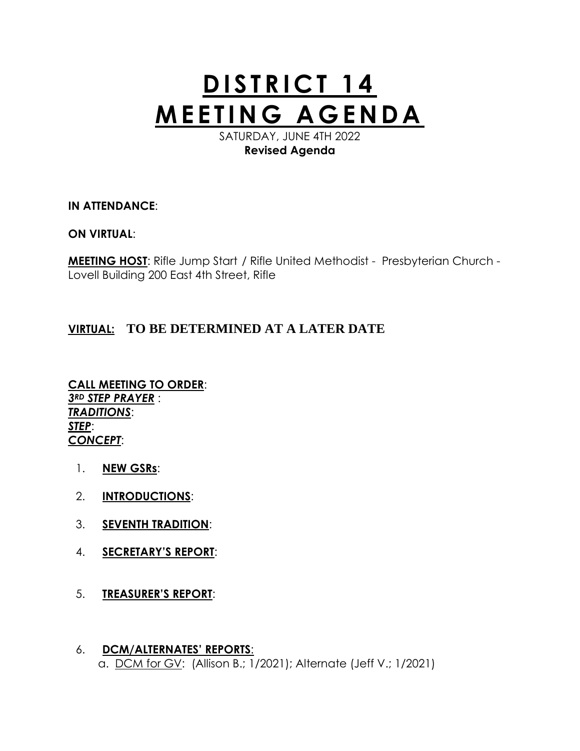# DISTRICT 14 MEETING AGENDA

SATURDAY, JUNE 4TH 2022

**Revised Agenda**

**IN ATTENDANCE**:

**ON VIRTUAL**:

**MEETING HOST**: Rifle Jump Start / Rifle United Methodist - Presbyterian Church - Lovell Building 200 East 4th Street, Rifle

**VIRTUAL: TO BE DETERMINED AT A LATER DATE**

**CALL MEETING TO ORDER**:
***3RD STEP PRAYER*** :
***TRADITIONS***:
***STEP***:
***CONCEPT***:

1. **NEW GSRs**:
2. **INTRODUCTIONS**:
3. **SEVENTH TRADITION**:
4. **SECRETARY'S REPORT**:
5. **TREASURER'S REPORT**:
6. **DCM/ALTERNATES' REPORTS**:
   a. DCM for GV: (Allison B.; 1/2021); Alternate (Jeff V.; 1/2021)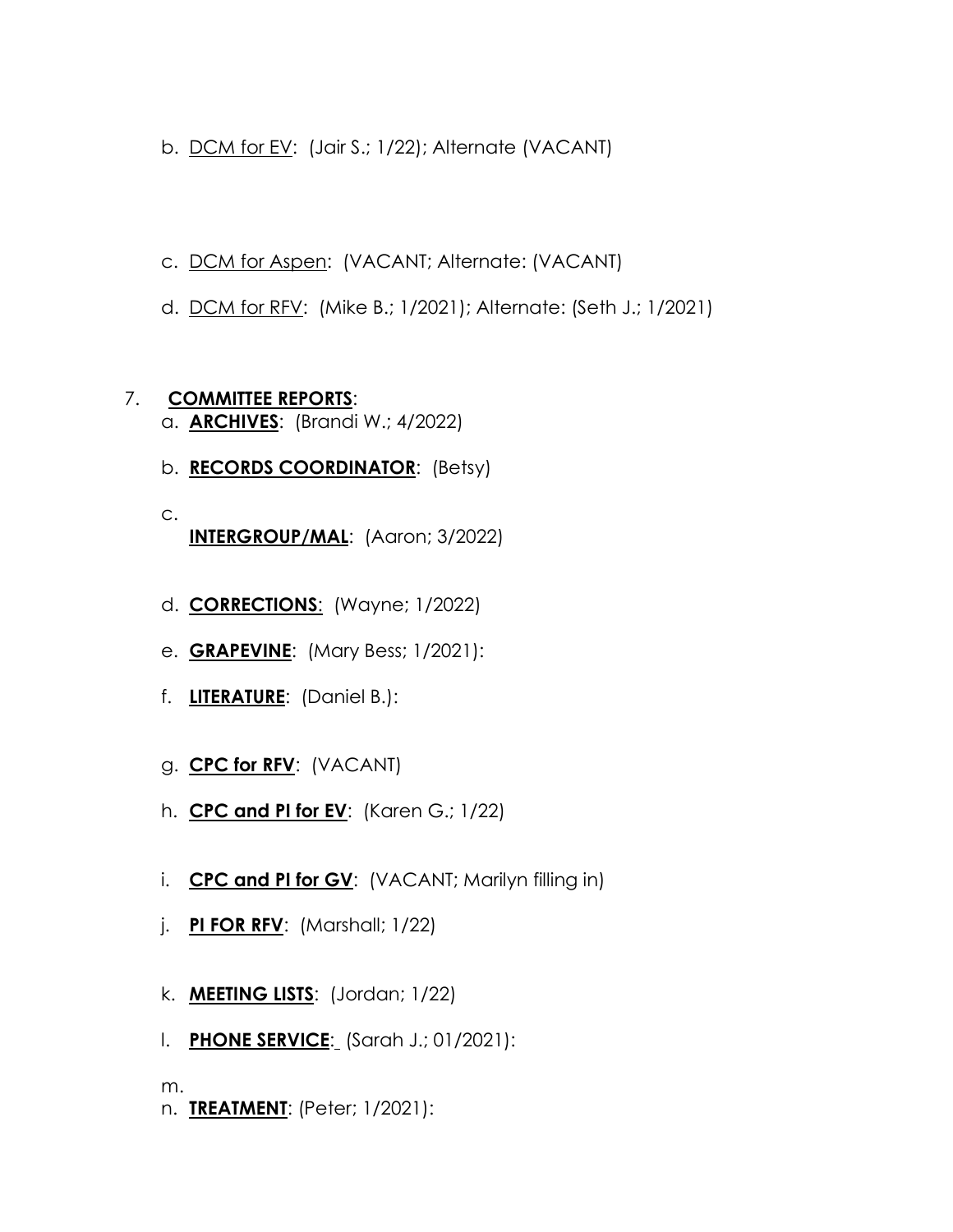b. DCM for EV: (Jair S.; 1/22); Alternate (VACANT)

c. DCM for Aspen: (VACANT; Alternate: (VACANT)

d. DCM for RFV: (Mike B.; 1/2021); Alternate: (Seth J.; 1/2021)

7. **COMMITTEE REPORTS**:

a. **ARCHIVES**: (Brandi W.; 4/2022)

b. **RECORDS COORDINATOR**: (Betsy)

c. **INTERGROUP/MAL**: (Aaron; 3/2022)

d. **CORRECTIONS**: (Wayne; 1/2022)

e. **GRAPEVINE**: (Mary Bess; 1/2021):

f. **LITERATURE**: (Daniel B.):

g. **CPC for RFV**: (VACANT)

h. **CPC and PI for EV**: (Karen G.; 1/22)

i. **CPC and PI for GV**: (VACANT; Marilyn filling in)

j. **PI FOR RFV**: (Marshall; 1/22)

k. **MEETING LISTS**: (Jordan; 1/22)

l. **PHONE SERVICE**: (Sarah J.; 01/2021):

m.

n. **TREATMENT**: (Peter; 1/2021):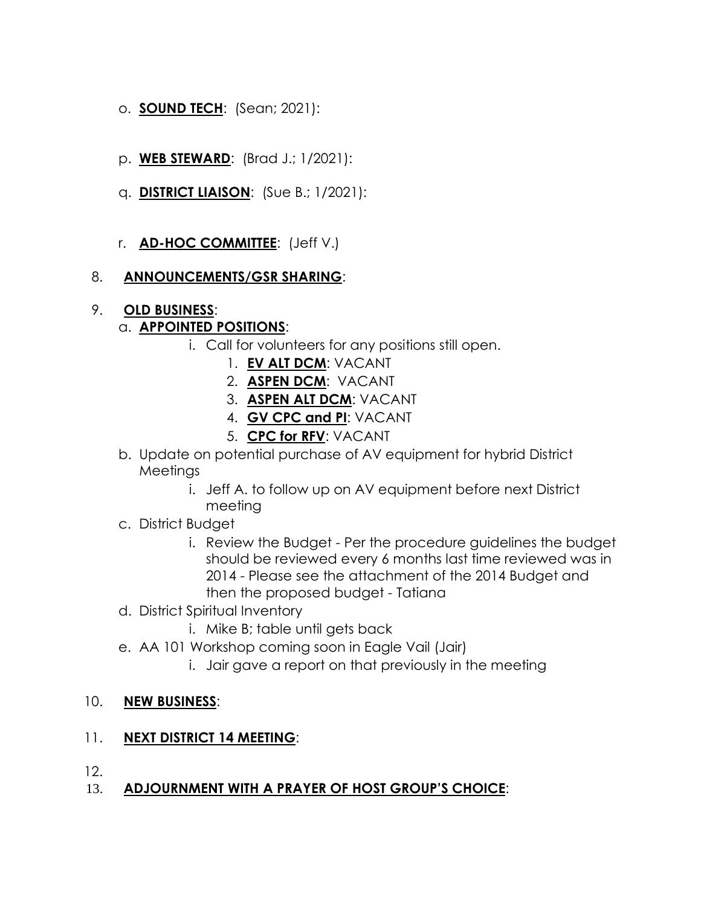o. **SOUND TECH**: (Sean; 2021):

p. **WEB STEWARD**: (Brad J.; 1/2021):

q. **DISTRICT LIAISON**: (Sue B.; 1/2021):

r. **AD-HOC COMMITTEE**: (Jeff V.)

8. **ANNOUNCEMENTS/GSR SHARING**:

9. **OLD BUSINESS**:
   a. **APPOINTED POSITIONS**:
      i. Call for volunteers for any positions still open.
         1. **EV ALT DCM**: VACANT
         2. **ASPEN DCM**: VACANT
         3. **ASPEN ALT DCM**: VACANT
         4. **GV CPC and PI**: VACANT
         5. **CPC for RFV**: VACANT
   b. Update on potential purchase of AV equipment for hybrid District Meetings
      i. Jeff A. to follow up on AV equipment before next District meeting
   c. District Budget
      i. Review the Budget - Per the procedure guidelines the budget should be reviewed every 6 months last time reviewed was in 2014 - Please see the attachment of the 2014 Budget and then the proposed budget - Tatiana
   d. District Spiritual Inventory
      i. Mike B; table until gets back
   e. AA 101 Workshop coming soon in Eagle Vail (Jair)
      i. Jair gave a report on that previously in the meeting

10. **NEW BUSINESS**:

11. **NEXT DISTRICT 14 MEETING**:

12. 

13. **ADJOURNMENT WITH A PRAYER OF HOST GROUP'S CHOICE**: